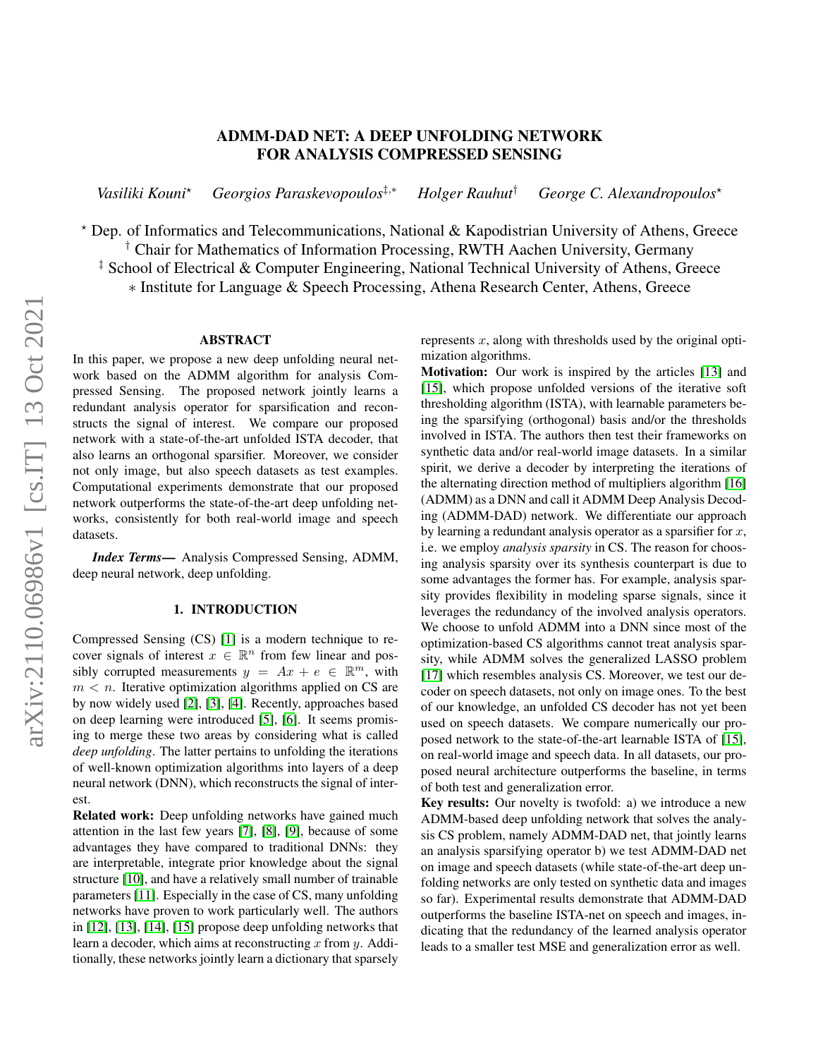# ADMM-DAD NET: A DEEP UNFOLDING NETWORK FOR ANALYSIS COMPRESSED SENSING

*Vasiliki Kouni*[⋆] *Georgios Paraskevopoulos*[‡,∗] *Holger Rauhut*[†] *George C. Alexandropoulos*[⋆]

[⋆] Dep. of Informatics and Telecommunications, National & Kapodistrian University of Athens, Greece
[†] Chair for Mathematics of Information Processing, RWTH Aachen University, Germany
[‡] School of Electrical & Computer Engineering, National Technical University of Athens, Greece
[∗] Institute for Language & Speech Processing, Athena Research Center, Athens, Greece

## ABSTRACT

In this paper, we propose a new deep unfolding neural network based on the ADMM algorithm for analysis Compressed Sensing. The proposed network jointly learns a redundant analysis operator for sparsification and reconstructs the signal of interest. We compare our proposed network with a state-of-the-art unfolded ISTA decoder, that also learns an orthogonal sparsifier. Moreover, we consider not only image, but also speech datasets as test examples. Computational experiments demonstrate that our proposed network outperforms the state-of-the-art deep unfolding networks, consistently for both real-world image and speech datasets.

***Index Terms***— Analysis Compressed Sensing, ADMM, deep neural network, deep unfolding.

## 1. INTRODUCTION

Compressed Sensing (CS) [1] is a modern technique to recover signals of interest $x \in \mathbb{R}^n$ from few linear and possibly corrupted measurements $y = Ax + e \in \mathbb{R}^m$, with $m < n$. Iterative optimization algorithms applied on CS are by now widely used [2], [3], [4]. Recently, approaches based on deep learning were introduced [5], [6]. It seems promising to merge these two areas by considering what is called *deep unfolding*. The latter pertains to unfolding the iterations of well-known optimization algorithms into layers of a deep neural network (DNN), which reconstructs the signal of interest.

**Related work:** Deep unfolding networks have gained much attention in the last few years [7], [8], [9], because of some advantages they have compared to traditional DNNs: they are interpretable, integrate prior knowledge about the signal structure [10], and have a relatively small number of trainable parameters [11]. Especially in the case of CS, many unfolding networks have proven to work particularly well. The authors in [12], [13], [14], [15] propose deep unfolding networks that learn a decoder, which aims at reconstructing $x$ from $y$. Additionally, these networks jointly learn a dictionary that sparsely represents $x$, along with thresholds used by the original optimization algorithms.

**Motivation:** Our work is inspired by the articles [13] and [15], which propose unfolded versions of the iterative soft thresholding algorithm (ISTA), with learnable parameters being the sparsifying (orthogonal) basis and/or the thresholds involved in ISTA. The authors then test their frameworks on synthetic data and/or real-world image datasets. In a similar spirit, we derive a decoder by interpreting the iterations of the alternating direction method of multipliers algorithm [16] (ADMM) as a DNN and call it ADMM Deep Analysis Decoding (ADMM-DAD) network. We differentiate our approach by learning a redundant analysis operator as a sparsifier for $x$, i.e. we employ *analysis sparsity* in CS. The reason for choosing analysis sparsity over its synthesis counterpart is due to some advantages the former has. For example, analysis sparsity provides flexibility in modeling sparse signals, since it leverages the redundancy of the involved analysis operators. We choose to unfold ADMM into a DNN since most of the optimization-based CS algorithms cannot treat analysis sparsity, while ADMM solves the generalized LASSO problem [17] which resembles analysis CS. Moreover, we test our decoder on speech datasets, not only on image ones. To the best of our knowledge, an unfolded CS decoder has not yet been used on speech datasets. We compare numerically our proposed network to the state-of-the-art learnable ISTA of [15], on real-world image and speech data. In all datasets, our proposed neural architecture outperforms the baseline, in terms of both test and generalization error.

**Key results:** Our novelty is twofold: a) we introduce a new ADMM-based deep unfolding network that solves the analysis CS problem, namely ADMM-DAD net, that jointly learns an analysis sparsifying operator b) we test ADMM-DAD net on image and speech datasets (while state-of-the-art deep unfolding networks are only tested on synthetic data and images so far). Experimental results demonstrate that ADMM-DAD outperforms the baseline ISTA-net on speech and images, indicating that the redundancy of the learned analysis operator leads to a smaller test MSE and generalization error as well.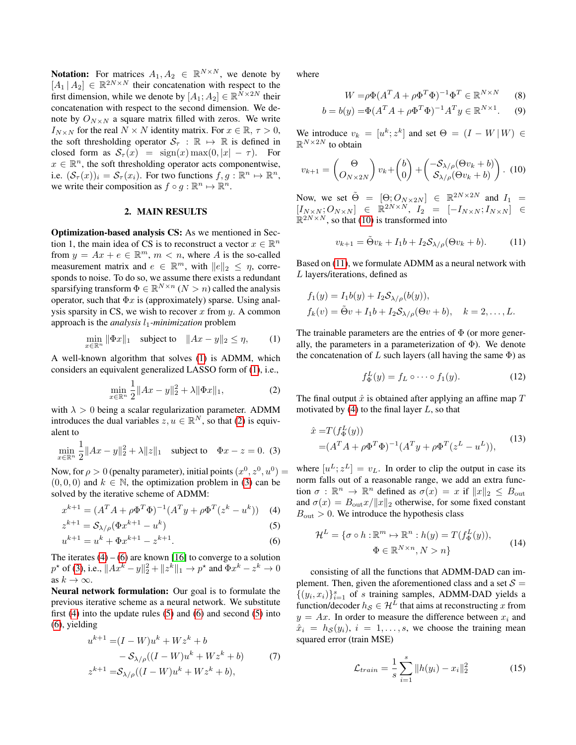**Notation:** For matrices $A_1, A_2 \in \mathbb{R}^{N\times N}$, we denote by $[A_1 \,|\, A_2] \in \mathbb{R}^{2N\times N}$ their concatenation with respect to the first dimension, while we denote by $[A_1; A_2] \in \mathbb{R}^{N\times 2N}$ their concatenation with respect to the second dimension. We denote by $O_{N\times N}$ a square matrix filled with zeros. We write $I_{N\times N}$ for the real $N \times N$ identity matrix. For $x \in \mathbb{R}$, $\tau > 0$, the soft thresholding operator $\mathcal{S}_\tau : \mathbb{R} \mapsto \mathbb{R}$ is defined in closed form as $\mathcal{S}_\tau(x) = \operatorname{sign}(x)\max(0, |x| - \tau)$. For $x \in \mathbb{R}^n$, the soft thresholding operator acts componentwise, i.e. $(\mathcal{S}_\tau(x))_i = \mathcal{S}_\tau(x_i)$. For two functions $f, g : \mathbb{R}^n \mapsto \mathbb{R}^n$, we write their composition as $f \circ g : \mathbb{R}^n \mapsto \mathbb{R}^n$.

## 2. MAIN RESULTS

**Optimization-based analysis CS:** As we mentioned in Section 1, the main idea of CS is to reconstruct a vector $x \in \mathbb{R}^n$ from $y = Ax + e \in \mathbb{R}^m$, $m < n$, where $A$ is the so-called measurement matrix and $e \in \mathbb{R}^m$, with $\|e\|_2 \leq \eta$, corresponds to noise. To do so, we assume there exists a redundant sparsifying transform $\Phi \in \mathbb{R}^{N\times n}$ ($N > n$) called the analysis operator, such that $\Phi x$ is (approximately) sparse. Using analysis sparsity in CS, we wish to recover $x$ from $y$. A common approach is the *analysis $l_1$-minimization* problem

$$\min_{x\in\mathbb{R}^n} \|\Phi x\|_1 \quad \text{subject to} \quad \|Ax - y\|_2 \leq \eta, \tag{1}$$

A well-known algorithm that solves (1) is ADMM, which considers an equivalent generalized LASSO form of (1), i.e.,

$$\min_{x\in\mathbb{R}^n} \frac{1}{2}\|Ax - y\|_2^2 + \lambda\|\Phi x\|_1, \tag{2}$$

with $\lambda > 0$ being a scalar regularization parameter. ADMM introduces the dual variables $z, u \in \mathbb{R}^N$, so that (2) is equivalent to

$$\min_{x\in\mathbb{R}^n} \frac{1}{2}\|Ax - y\|_2^2 + \lambda\|z\|_1 \quad \text{subject to} \quad \Phi x - z = 0. \tag{3}$$

Now, for $\rho > 0$ (penalty parameter), initial points $(x^0, z^0, u^0) = (0, 0, 0)$ and $k \in \mathbb{N}$, the optimization problem in (3) can be solved by the iterative scheme of ADMM:

$$x^{k+1} = (A^TA + \rho\Phi^T\Phi)^{-1}(A^Ty + \rho\Phi^T(z^k - u^k)) \tag{4}$$

$$z^{k+1} = \mathcal{S}_{\lambda/\rho}(\Phi x^{k+1} - u^k) \tag{5}$$

$$u^{k+1} = u^k + \Phi x^{k+1} - z^{k+1}. \tag{6}$$

The iterates (4) – (6) are known [16] to converge to a solution $p^\star$ of (3), i.e., $\|Ax^k - y\|_2^2 + \|z^k\|_1 \to p^\star$ and $\Phi x^k - z^k \to 0$ as $k \to \infty$.

**Neural network formulation:** Our goal is to formulate the previous iterative scheme as a neural network. We substitute first (4) into the update rules (5) and (6) and second (5) into (6), yielding

$$\begin{aligned} u^{k+1} =& (I - W)u^k + Wz^k + b \\ & - \mathcal{S}_{\lambda/\rho}((I - W)u^k + Wz^k + b) \\ z^{k+1} =& \mathcal{S}_{\lambda/\rho}((I - W)u^k + Wz^k + b), \end{aligned} \tag{7}$$

where

$$W = \rho\Phi(A^TA + \rho\Phi^T\Phi)^{-1}\Phi^T \in \mathbb{R}^{N\times N} \tag{8}$$

$$b = b(y) = \Phi(A^TA + \rho\Phi^T\Phi)^{-1}A^Ty \in \mathbb{R}^{N\times 1}. \tag{9}$$

We introduce $v_k = [u^k; z^k]$ and set $\Theta = (I - W \,|\, W) \in \mathbb{R}^{N\times 2N}$ to obtain

$$v_{k+1} = \begin{pmatrix} \Theta \\ O_{N\times 2N} \end{pmatrix} v_k + \begin{pmatrix} b \\ 0 \end{pmatrix} + \begin{pmatrix} -\mathcal{S}_{\lambda/\rho}(\Theta v_k + b) \\ \mathcal{S}_{\lambda/\rho}(\Theta v_k + b) \end{pmatrix}. \tag{10}$$

Now, we set $\tilde{\Theta} = [\Theta; O_{N\times 2N}] \in \mathbb{R}^{2N\times 2N}$ and $I_1 = [I_{N\times N}; O_{N\times N}] \in \mathbb{R}^{2N\times N}$, $I_2 = [-I_{N\times N}; I_{N\times N}] \in \mathbb{R}^{2N\times N}$, so that (10) is transformed into

$$v_{k+1} = \tilde{\Theta}v_k + I_1 b + I_2\mathcal{S}_{\lambda/\rho}(\Theta v_k + b). \tag{11}$$

Based on (11), we formulate ADMM as a neural network with $L$ layers/iterations, defined as

$$f_1(y) = I_1 b(y) + I_2\mathcal{S}_{\lambda/\rho}(b(y)),$$
$$f_k(v) = \tilde{\Theta}v + I_1 b + I_2\mathcal{S}_{\lambda/\rho}(\Theta v + b), \quad k = 2, \ldots, L.$$

The trainable parameters are the entries of $\Phi$ (or more generally, the parameters in a parameterization of $\Phi$). We denote the concatenation of $L$ such layers (all having the same $\Phi$) as

$$f_\Phi^L(y) = f_L \circ \cdots \circ f_1(y). \tag{12}$$

The final output $\hat{x}$ is obtained after applying an affine map $T$ motivated by (4) to the final layer $L$, so that

$$\begin{aligned} \hat{x} =& T(f_\Phi^L(y)) \\ =& (A^TA + \rho\Phi^T\Phi)^{-1}(A^Ty + \rho\Phi^T(z^L - u^L)), \end{aligned} \tag{13}$$

where $[u^L; z^L] = v_L$. In order to clip the output in case its norm falls out of a reasonable range, we add an extra function $\sigma : \mathbb{R}^n \to \mathbb{R}^n$ defined as $\sigma(x) = x$ if $\|x\|_2 \leq B_{\text{out}}$ and $\sigma(x) = B_{\text{out}}x/\|x\|_2$ otherwise, for some fixed constant $B_{\text{out}} > 0$. We introduce the hypothesis class

$$\begin{aligned} \mathcal{H}^L = \{\sigma \circ h : \mathbb{R}^m \mapsto \mathbb{R}^n : h(y) = T(f_\Phi^L(y)), \\ \Phi \in \mathbb{R}^{N\times n}, N > n\} \end{aligned} \tag{14}$$

consisting of all the functions that ADMM-DAD can implement. Then, given the aforementioned class and a set $\mathcal{S} = \{(y_i, x_i)\}_{i=1}^s$ of $s$ training samples, ADMM-DAD yields a function/decoder $h_\mathcal{S} \in \mathcal{H}^L$ that aims at reconstructing $x$ from $y = Ax$. In order to measure the difference between $x_i$ and $\hat{x}_i = h_\mathcal{S}(y_i)$, $i = 1, \ldots, s$, we choose the training mean squared error (train MSE)

$$\mathcal{L}_{train} = \frac{1}{s}\sum_{i=1}^s \|h(y_i) - x_i\|_2^2 \tag{15}$$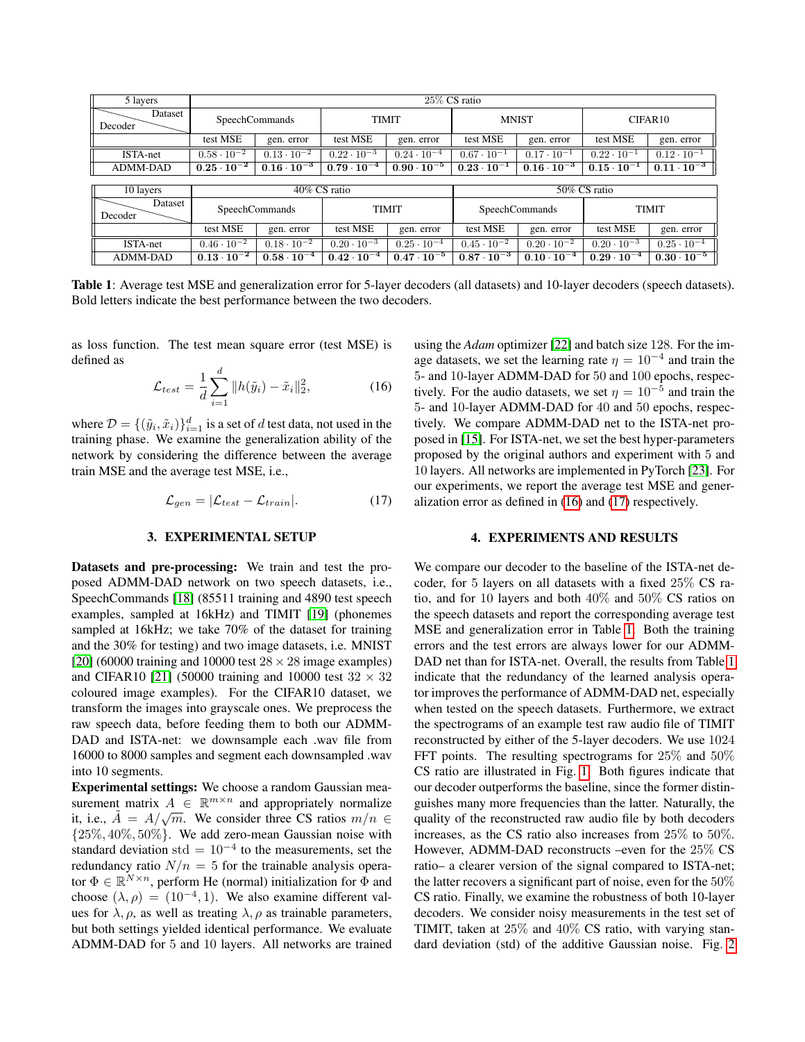| 5 layers | 25% CS ratio | | | | | | | |
|---|---|---|---|---|---|---|---|---|
| Decoder \ Dataset | SpeechCommands | | TIMIT | | MNIST | | CIFAR10 | |
| | test MSE | gen. error | test MSE | gen. error | test MSE | gen. error | test MSE | gen. error |
| ISTA-net | $0.58 \cdot 10^{-2}$ | $0.13 \cdot 10^{-2}$ | $0.22 \cdot 10^{-3}$ | $0.24 \cdot 10^{-4}$ | $0.67 \cdot 10^{-1}$ | $0.17 \cdot 10^{-1}$ | $0.22 \cdot 10^{-1}$ | $0.12 \cdot 10^{-1}$ |
| ADMM-DAD | $\mathbf{0.25 \cdot 10^{-2}}$ | $\mathbf{0.16 \cdot 10^{-3}}$ | $\mathbf{0.79 \cdot 10^{-4}}$ | $\mathbf{0.90 \cdot 10^{-5}}$ | $\mathbf{0.23 \cdot 10^{-1}}$ | $\mathbf{0.16 \cdot 10^{-3}}$ | $\mathbf{0.15 \cdot 10^{-1}}$ | $\mathbf{0.11 \cdot 10^{-3}}$ |

| 10 layers | 40% CS ratio | | | | 50% CS ratio | | | |
|---|---|---|---|---|---|---|---|---|
| Decoder \ Dataset | SpeechCommands | | TIMIT | | SpeechCommands | | TIMIT | |
| | test MSE | gen. error | test MSE | gen. error | test MSE | gen. error | test MSE | gen. error |
| ISTA-net | $0.46 \cdot 10^{-2}$ | $0.18 \cdot 10^{-2}$ | $0.20 \cdot 10^{-3}$ | $0.25 \cdot 10^{-4}$ | $0.45 \cdot 10^{-2}$ | $0.20 \cdot 10^{-2}$ | $0.20 \cdot 10^{-3}$ | $0.25 \cdot 10^{-4}$ |
| ADMM-DAD | $\mathbf{0.13 \cdot 10^{-2}}$ | $\mathbf{0.58 \cdot 10^{-4}}$ | $\mathbf{0.42 \cdot 10^{-4}}$ | $\mathbf{0.47 \cdot 10^{-5}}$ | $\mathbf{0.87 \cdot 10^{-3}}$ | $\mathbf{0.10 \cdot 10^{-4}}$ | $\mathbf{0.29 \cdot 10^{-4}}$ | $\mathbf{0.30 \cdot 10^{-5}}$ |

**Table 1**: Average test MSE and generalization error for 5-layer decoders (all datasets) and 10-layer decoders (speech datasets). Bold letters indicate the best performance between the two decoders.

as loss function. The test mean square error (test MSE) is defined as

$$\mathcal{L}_{test} = \frac{1}{d}\sum_{i=1}^{d} \|h(\tilde{y}_i) - \tilde{x}_i\|_2^2, \tag{16}$$

where $\mathcal{D} = \{(\tilde{y}_i, \tilde{x}_i)\}_{i=1}^{d}$ is a set of $d$ test data, not used in the training phase. We examine the generalization ability of the network by considering the difference between the average train MSE and the average test MSE, i.e.,

$$\mathcal{L}_{gen} = |\mathcal{L}_{test} - \mathcal{L}_{train}|. \tag{17}$$

## 3. EXPERIMENTAL SETUP

**Datasets and pre-processing:** We train and test the proposed ADMM-DAD network on two speech datasets, i.e., SpeechCommands [18] (85511 training and 4890 test speech examples, sampled at 16kHz) and TIMIT [19] (phonemes sampled at 16kHz; we take 70% of the dataset for training and the 30% for testing) and two image datasets, i.e. MNIST [20] (60000 training and 10000 test $28 \times 28$ image examples) and CIFAR10 [21] (50000 training and 10000 test $32 \times 32$ coloured image examples). For the CIFAR10 dataset, we transform the images into grayscale ones. We preprocess the raw speech data, before feeding them to both our ADMM-DAD and ISTA-net: we downsample each .wav file from 16000 to 8000 samples and segment each downsampled .wav into 10 segments.

**Experimental settings:** We choose a random Gaussian measurement matrix $A \in \mathbb{R}^{m \times n}$ and appropriately normalize it, i.e., $\tilde{A} = A/\sqrt{m}$. We consider three CS ratios $m/n \in \{25\%, 40\%, 50\%\}$. We add zero-mean Gaussian noise with standard deviation $\text{std} = 10^{-4}$ to the measurements, set the redundancy ratio $N/n = 5$ for the trainable analysis operator $\Phi \in \mathbb{R}^{N \times n}$, perform He (normal) initialization for $\Phi$ and choose $(\lambda, \rho) = (10^{-4}, 1)$. We also examine different values for $\lambda, \rho$, as well as treating $\lambda, \rho$ as trainable parameters, but both settings yielded identical performance. We evaluate ADMM-DAD for 5 and 10 layers. All networks are trained using the *Adam* optimizer [22] and batch size 128. For the image datasets, we set the learning rate $\eta = 10^{-4}$ and train the 5- and 10-layer ADMM-DAD for 50 and 100 epochs, respectively. For the audio datasets, we set $\eta = 10^{-5}$ and train the 5- and 10-layer ADMM-DAD for 40 and 50 epochs, respectively. We compare ADMM-DAD net to the ISTA-net proposed in [15]. For ISTA-net, we set the best hyper-parameters proposed by the original authors and experiment with 5 and 10 layers. All networks are implemented in PyTorch [23]. For our experiments, we report the average test MSE and generalization error as defined in (16) and (17) respectively.

## 4. EXPERIMENTS AND RESULTS

We compare our decoder to the baseline of the ISTA-net decoder, for 5 layers on all datasets with a fixed 25% CS ratio, and for 10 layers and both 40% and 50% CS ratios on the speech datasets and report the corresponding average test MSE and generalization error in Table 1. Both the training errors and the test errors are always lower for our ADMM-DAD net than for ISTA-net. Overall, the results from Table 1 indicate that the redundancy of the learned analysis operator improves the performance of ADMM-DAD net, especially when tested on the speech datasets. Furthermore, we extract the spectrograms of an example test raw audio file of TIMIT reconstructed by either of the 5-layer decoders. We use 1024 FFT points. The resulting spectrograms for 25% and 50% CS ratio are illustrated in Fig. 1. Both figures indicate that our decoder outperforms the baseline, since the former distinguishes many more frequencies than the latter. Naturally, the quality of the reconstructed raw audio file by both decoders increases, as the CS ratio also increases from 25% to 50%. However, ADMM-DAD reconstructs –even for the 25% CS ratio– a clearer version of the signal compared to ISTA-net; the latter recovers a significant part of noise, even for the 50% CS ratio. Finally, we examine the robustness of both 10-layer decoders. We consider noisy measurements in the test set of TIMIT, taken at 25% and 40% CS ratio, with varying standard deviation (std) of the additive Gaussian noise. Fig. 2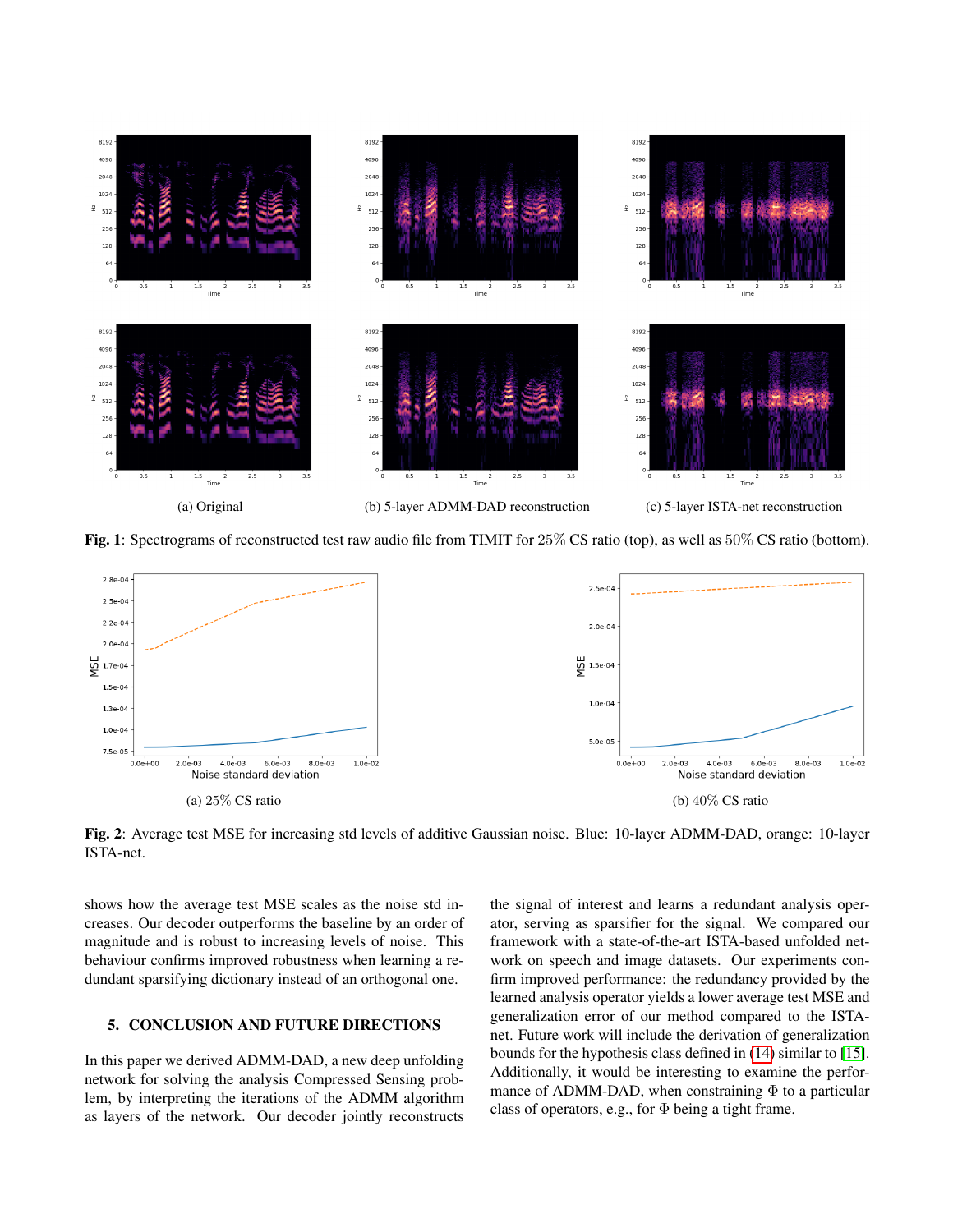(a) Original

(b) 5-layer ADMM-DAD reconstruction

(c) 5-layer ISTA-net reconstruction

**Fig. 1**: Spectrograms of reconstructed test raw audio file from TIMIT for 25% CS ratio (top), as well as 50% CS ratio (bottom).

(a) 25% CS ratio

(b) 40% CS ratio

**Fig. 2**: Average test MSE for increasing std levels of additive Gaussian noise. Blue: 10-layer ADMM-DAD, orange: 10-layer ISTA-net.

shows how the average test MSE scales as the noise std increases. Our decoder outperforms the baseline by an order of magnitude and is robust to increasing levels of noise. This behaviour confirms improved robustness when learning a redundant sparsifying dictionary instead of an orthogonal one.

## 5. CONCLUSION AND FUTURE DIRECTIONS

In this paper we derived ADMM-DAD, a new deep unfolding network for solving the analysis Compressed Sensing problem, by interpreting the iterations of the ADMM algorithm as layers of the network. Our decoder jointly reconstructs the signal of interest and learns a redundant analysis operator, serving as sparsifier for the signal. We compared our framework with a state-of-the-art ISTA-based unfolded network on speech and image datasets. Our experiments confirm improved performance: the redundancy provided by the learned analysis operator yields a lower average test MSE and generalization error of our method compared to the ISTA-net. Future work will include the derivation of generalization bounds for the hypothesis class defined in (14) similar to [15]. Additionally, it would be interesting to examine the performance of ADMM-DAD, when constraining $\Phi$ to a particular class of operators, e.g., for $\Phi$ being a tight frame.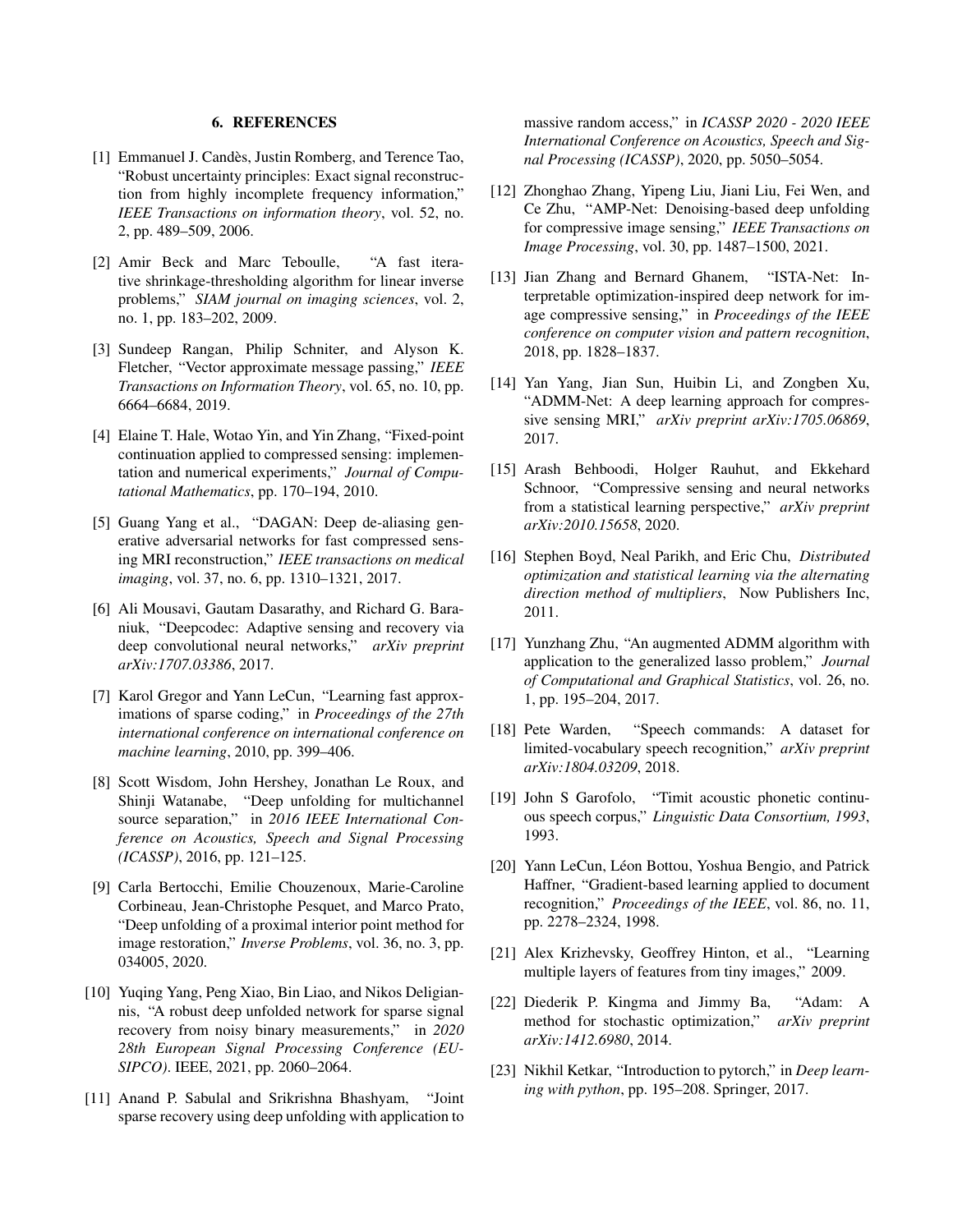## 6. REFERENCES

[1] Emmanuel J. Candès, Justin Romberg, and Terence Tao, "Robust uncertainty principles: Exact signal reconstruction from highly incomplete frequency information," *IEEE Transactions on information theory*, vol. 52, no. 2, pp. 489–509, 2006.

[2] Amir Beck and Marc Teboulle, "A fast iterative shrinkage-thresholding algorithm for linear inverse problems," *SIAM journal on imaging sciences*, vol. 2, no. 1, pp. 183–202, 2009.

[3] Sundeep Rangan, Philip Schniter, and Alyson K. Fletcher, "Vector approximate message passing," *IEEE Transactions on Information Theory*, vol. 65, no. 10, pp. 6664–6684, 2019.

[4] Elaine T. Hale, Wotao Yin, and Yin Zhang, "Fixed-point continuation applied to compressed sensing: implementation and numerical experiments," *Journal of Computational Mathematics*, pp. 170–194, 2010.

[5] Guang Yang et al., "DAGAN: Deep de-aliasing generative adversarial networks for fast compressed sensing MRI reconstruction," *IEEE transactions on medical imaging*, vol. 37, no. 6, pp. 1310–1321, 2017.

[6] Ali Mousavi, Gautam Dasarathy, and Richard G. Baraniuk, "Deepcodec: Adaptive sensing and recovery via deep convolutional neural networks," *arXiv preprint arXiv:1707.03386*, 2017.

[7] Karol Gregor and Yann LeCun, "Learning fast approximations of sparse coding," in *Proceedings of the 27th international conference on international conference on machine learning*, 2010, pp. 399–406.

[8] Scott Wisdom, John Hershey, Jonathan Le Roux, and Shinji Watanabe, "Deep unfolding for multichannel source separation," in *2016 IEEE International Conference on Acoustics, Speech and Signal Processing (ICASSP)*, 2016, pp. 121–125.

[9] Carla Bertocchi, Emilie Chouzenoux, Marie-Caroline Corbineau, Jean-Christophe Pesquet, and Marco Prato, "Deep unfolding of a proximal interior point method for image restoration," *Inverse Problems*, vol. 36, no. 3, pp. 034005, 2020.

[10] Yuqing Yang, Peng Xiao, Bin Liao, and Nikos Deligiannis, "A robust deep unfolded network for sparse signal recovery from noisy binary measurements," in *2020 28th European Signal Processing Conference (EUSIPCO)*. IEEE, 2021, pp. 2060–2064.

[11] Anand P. Sabulal and Srikrishna Bhashyam, "Joint sparse recovery using deep unfolding with application to massive random access," in *ICASSP 2020 - 2020 IEEE International Conference on Acoustics, Speech and Signal Processing (ICASSP)*, 2020, pp. 5050–5054.

[12] Zhonghao Zhang, Yipeng Liu, Jiani Liu, Fei Wen, and Ce Zhu, "AMP-Net: Denoising-based deep unfolding for compressive image sensing," *IEEE Transactions on Image Processing*, vol. 30, pp. 1487–1500, 2021.

[13] Jian Zhang and Bernard Ghanem, "ISTA-Net: Interpretable optimization-inspired deep network for image compressive sensing," in *Proceedings of the IEEE conference on computer vision and pattern recognition*, 2018, pp. 1828–1837.

[14] Yan Yang, Jian Sun, Huibin Li, and Zongben Xu, "ADMM-Net: A deep learning approach for compressive sensing MRI," *arXiv preprint arXiv:1705.06869*, 2017.

[15] Arash Behboodi, Holger Rauhut, and Ekkehard Schnoor, "Compressive sensing and neural networks from a statistical learning perspective," *arXiv preprint arXiv:2010.15658*, 2020.

[16] Stephen Boyd, Neal Parikh, and Eric Chu, *Distributed optimization and statistical learning via the alternating direction method of multipliers*, Now Publishers Inc, 2011.

[17] Yunzhang Zhu, "An augmented ADMM algorithm with application to the generalized lasso problem," *Journal of Computational and Graphical Statistics*, vol. 26, no. 1, pp. 195–204, 2017.

[18] Pete Warden, "Speech commands: A dataset for limited-vocabulary speech recognition," *arXiv preprint arXiv:1804.03209*, 2018.

[19] John S Garofolo, "Timit acoustic phonetic continuous speech corpus," *Linguistic Data Consortium, 1993*, 1993.

[20] Yann LeCun, Léon Bottou, Yoshua Bengio, and Patrick Haffner, "Gradient-based learning applied to document recognition," *Proceedings of the IEEE*, vol. 86, no. 11, pp. 2278–2324, 1998.

[21] Alex Krizhevsky, Geoffrey Hinton, et al., "Learning multiple layers of features from tiny images," 2009.

[22] Diederik P. Kingma and Jimmy Ba, "Adam: A method for stochastic optimization," *arXiv preprint arXiv:1412.6980*, 2014.

[23] Nikhil Ketkar, "Introduction to pytorch," in *Deep learning with python*, pp. 195–208. Springer, 2017.